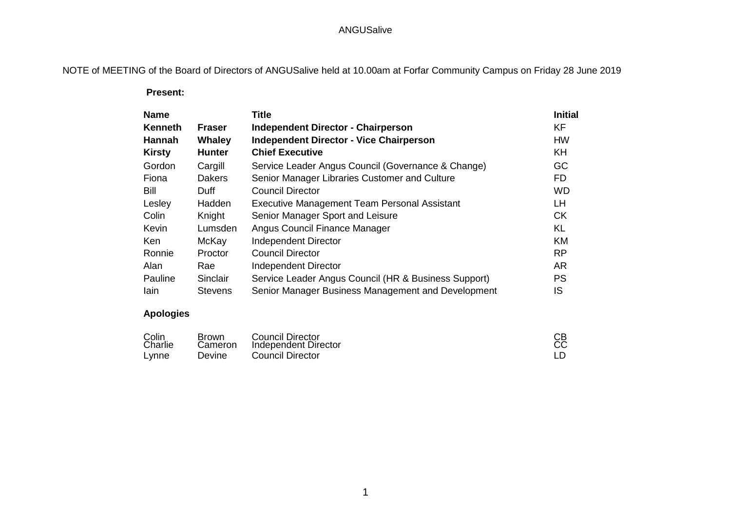# ANGUSalive

NOTE of MEETING of the Board of Directors of ANGUSalive held at 10.00am at Forfar Community Campus on Friday 28 June 2019

**Present:**

| Name | | Title | Initial |
|---|---|---|---|
| **Kenneth** | **Fraser** | **Independent Director - Chairperson** | KF |
| **Hannah** | **Whaley** | **Independent Director - Vice Chairperson** | HW |
| **Kirsty** | **Hunter** | **Chief Executive** | KH |
| Gordon | Cargill | Service Leader Angus Council (Governance & Change) | GC |
| Fiona | Dakers | Senior Manager Libraries Customer and Culture | FD |
| Bill | Duff | Council Director | WD |
| Lesley | Hadden | Executive Management Team Personal Assistant | LH |
| Colin | Knight | Senior Manager Sport and Leisure | CK |
| Kevin | Lumsden | Angus Council Finance Manager | KL |
| Ken | McKay | Independent Director | KM |
| Ronnie | Proctor | Council Director | RP |
| Alan | Rae | Independent Director | AR |
| Pauline | Sinclair | Service Leader Angus Council (HR & Business Support) | PS |
| Iain | Stevens | Senior Manager Business Management and Development | IS |

**Apologies**

| | | | |
|---|---|---|---|
| Colin | Brown | Council Director | CB |
| Charlie | Cameron | Independent Director | CC |
| Lynne | Devine | Council Director | LD |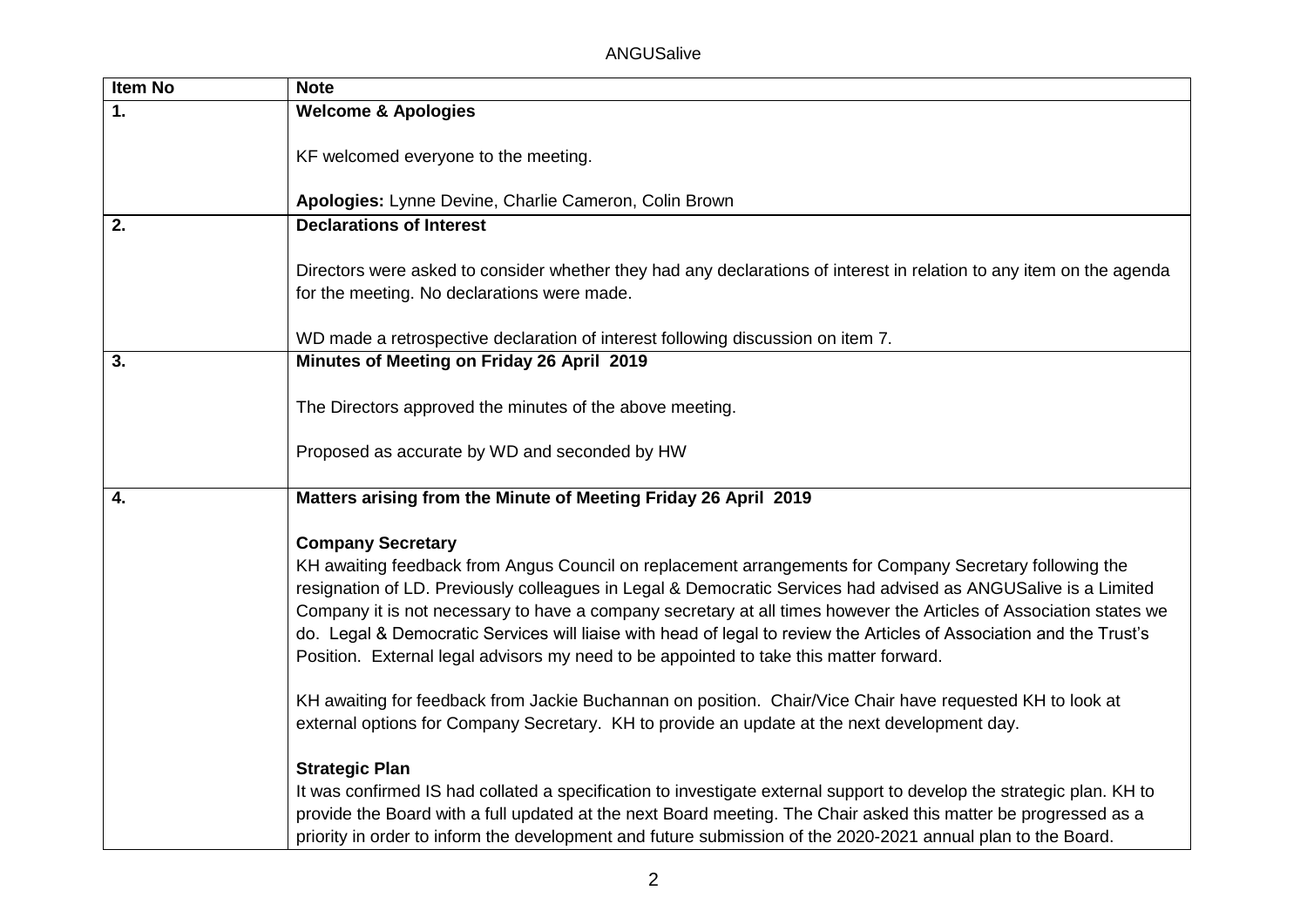| Item No | Note |
| --- | --- |
| **1.** | **Welcome & Apologies**<br><br>KF welcomed everyone to the meeting.<br><br>**Apologies:** Lynne Devine, Charlie Cameron, Colin Brown |
| **2.** | **Declarations of Interest**<br><br>Directors were asked to consider whether they had any declarations of interest in relation to any item on the agenda for the meeting. No declarations were made.<br><br>WD made a retrospective declaration of interest following discussion on item 7. |
| **3.** | **Minutes of Meeting on Friday 26 April 2019**<br><br>The Directors approved the minutes of the above meeting.<br><br>Proposed as accurate by WD and seconded by HW |
| **4.** | **Matters arising from the Minute of Meeting Friday 26 April 2019**<br><br>**Company Secretary**<br>KH awaiting feedback from Angus Council on replacement arrangements for Company Secretary following the resignation of LD. Previously colleagues in Legal & Democratic Services had advised as ANGUSalive is a Limited Company it is not necessary to have a company secretary at all times however the Articles of Association states we do. Legal & Democratic Services will liaise with head of legal to review the Articles of Association and the Trust's Position. External legal advisors my need to be appointed to take this matter forward.<br><br>KH awaiting for feedback from Jackie Buchannan on position. Chair/Vice Chair have requested KH to look at external options for Company Secretary. KH to provide an update at the next development day.<br><br>**Strategic Plan**<br>It was confirmed IS had collated a specification to investigate external support to develop the strategic plan. KH to provide the Board with a full updated at the next Board meeting. The Chair asked this matter be progressed as a priority in order to inform the development and future submission of the 2020-2021 annual plan to the Board. |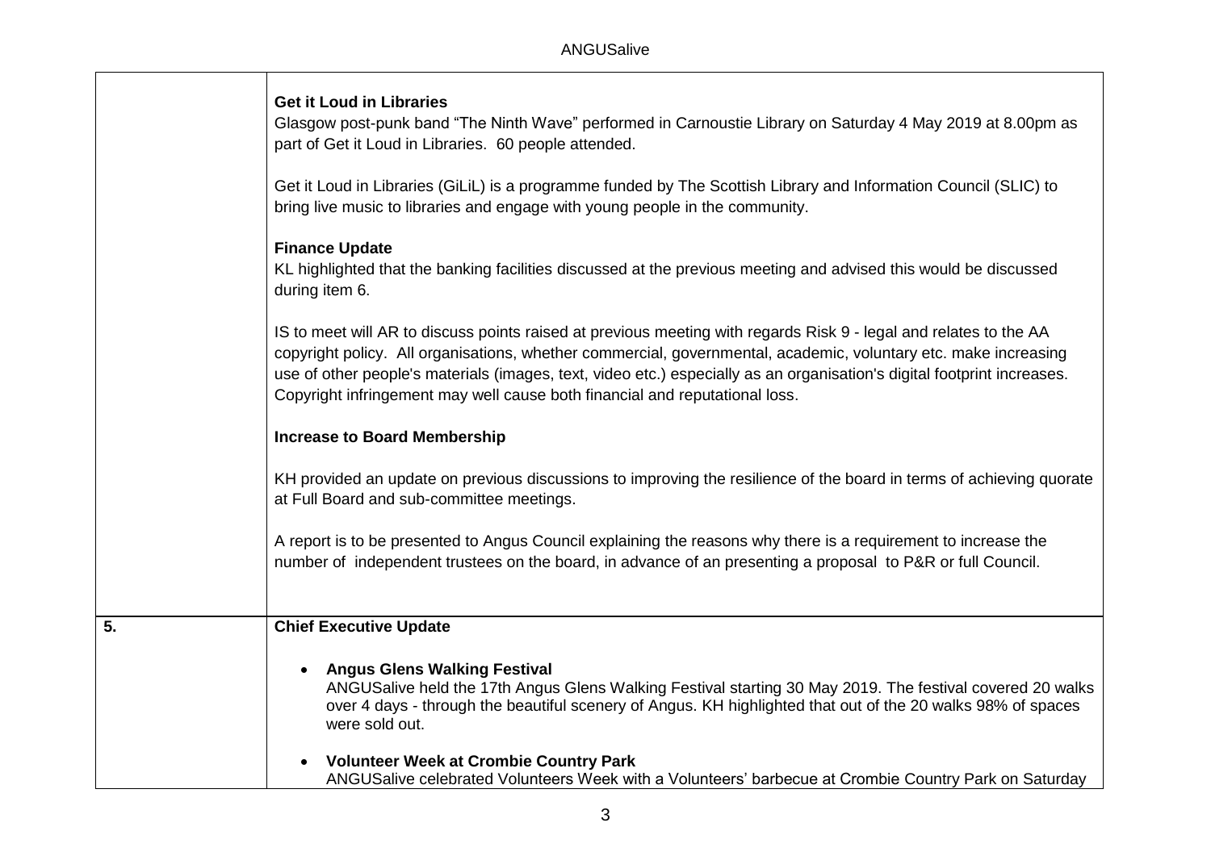| | |
|---|---|
| | **Get it Loud in Libraries**<br>Glasgow post-punk band "The Ninth Wave" performed in Carnoustie Library on Saturday 4 May 2019 at 8.00pm as part of Get it Loud in Libraries. 60 people attended.<br><br>Get it Loud in Libraries (GiLiL) is a programme funded by The Scottish Library and Information Council (SLIC) to bring live music to libraries and engage with young people in the community.<br><br>**Finance Update**<br>KL highlighted that the banking facilities discussed at the previous meeting and advised this would be discussed during item 6.<br><br>IS to meet will AR to discuss points raised at previous meeting with regards Risk 9 - legal and relates to the AA copyright policy. All organisations, whether commercial, governmental, academic, voluntary etc. make increasing use of other people's materials (images, text, video etc.) especially as an organisation's digital footprint increases. Copyright infringement may well cause both financial and reputational loss.<br><br>**Increase to Board Membership**<br><br>KH provided an update on previous discussions to improving the resilience of the board in terms of achieving quorate at Full Board and sub-committee meetings.<br><br>A report is to be presented to Angus Council explaining the reasons why there is a requirement to increase the number of independent trustees on the board, in advance of an presenting a proposal to P&R or full Council. |
| 5. | **Chief Executive Update**<br><br>• **Angus Glens Walking Festival**<br>ANGUSalive held the 17th Angus Glens Walking Festival starting 30 May 2019. The festival covered 20 walks over 4 days - through the beautiful scenery of Angus. KH highlighted that out of the 20 walks 98% of spaces were sold out.<br><br>• **Volunteer Week at Crombie Country Park**<br>ANGUSalive celebrated Volunteers Week with a Volunteers' barbecue at Crombie Country Park on Saturday |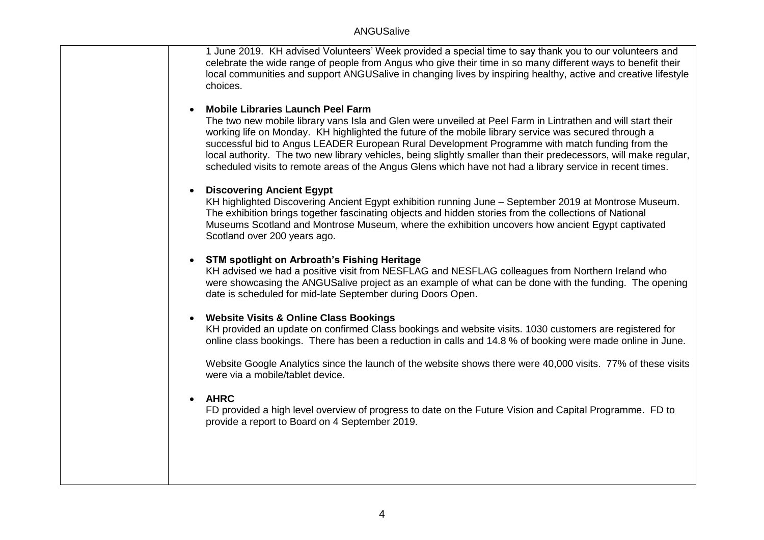| | |
|---|---|
| | 1 June 2019. KH advised Volunteers' Week provided a special time to say thank you to our volunteers and celebrate the wide range of people from Angus who give their time in so many different ways to benefit their local communities and support ANGUSalive in changing lives by inspiring healthy, active and creative lifestyle choices.<br><br>• **Mobile Libraries Launch Peel Farm**<br>The two new mobile library vans Isla and Glen were unveiled at Peel Farm in Lintrathen and will start their working life on Monday. KH highlighted the future of the mobile library service was secured through a successful bid to Angus LEADER European Rural Development Programme with match funding from the local authority. The two new library vehicles, being slightly smaller than their predecessors, will make regular, scheduled visits to remote areas of the Angus Glens which have not had a library service in recent times.<br><br>• **Discovering Ancient Egypt**<br>KH highlighted Discovering Ancient Egypt exhibition running June – September 2019 at Montrose Museum. The exhibition brings together fascinating objects and hidden stories from the collections of National Museums Scotland and Montrose Museum, where the exhibition uncovers how ancient Egypt captivated Scotland over 200 years ago.<br><br>• **STM spotlight on Arbroath's Fishing Heritage**<br>KH advised we had a positive visit from NESFLAG and NESFLAG colleagues from Northern Ireland who were showcasing the ANGUSalive project as an example of what can be done with the funding. The opening date is scheduled for mid-late September during Doors Open.<br><br>• **Website Visits & Online Class Bookings**<br>KH provided an update on confirmed Class bookings and website visits. 1030 customers are registered for online class bookings. There has been a reduction in calls and 14.8 % of booking were made online in June.<br><br>Website Google Analytics since the launch of the website shows there were 40,000 visits. 77% of these visits were via a mobile/tablet device.<br><br>• **AHRC**<br>FD provided a high level overview of progress to date on the Future Vision and Capital Programme. FD to provide a report to Board on 4 September 2019. |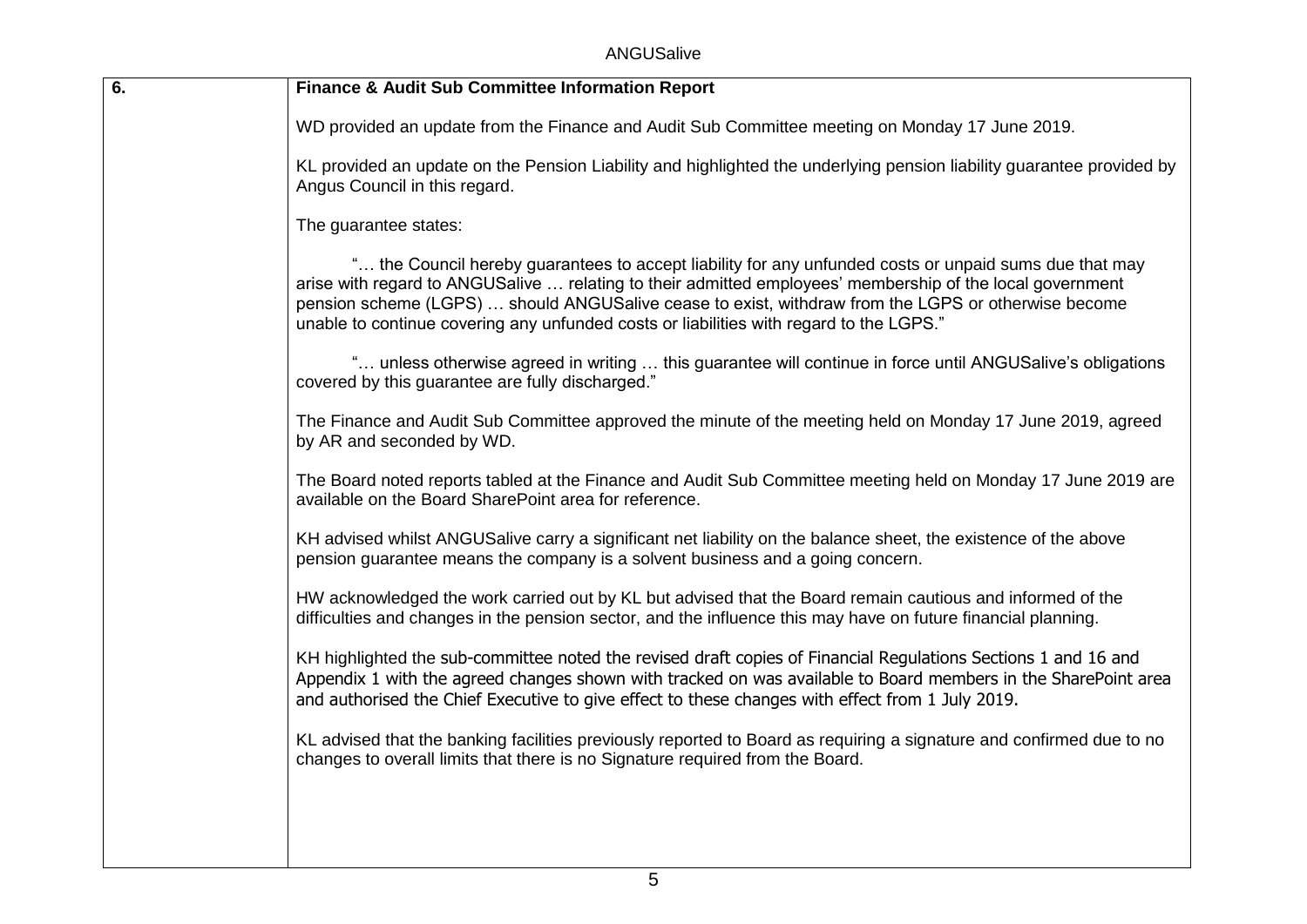| 6. | **Finance & Audit Sub Committee Information Report** |
|---|---|

**Finance & Audit Sub Committee Information Report**

WD provided an update from the Finance and Audit Sub Committee meeting on Monday 17 June 2019.

KL provided an update on the Pension Liability and highlighted the underlying pension liability guarantee provided by Angus Council in this regard.

The guarantee states:

> "… the Council hereby guarantees to accept liability for any unfunded costs or unpaid sums due that may arise with regard to ANGUSalive … relating to their admitted employees' membership of the local government pension scheme (LGPS) … should ANGUSalive cease to exist, withdraw from the LGPS or otherwise become unable to continue covering any unfunded costs or liabilities with regard to the LGPS."

> "… unless otherwise agreed in writing … this guarantee will continue in force until ANGUSalive's obligations covered by this guarantee are fully discharged."

The Finance and Audit Sub Committee approved the minute of the meeting held on Monday 17 June 2019, agreed by AR and seconded by WD.

The Board noted reports tabled at the Finance and Audit Sub Committee meeting held on Monday 17 June 2019 are available on the Board SharePoint area for reference.

KH advised whilst ANGUSalive carry a significant net liability on the balance sheet, the existence of the above pension guarantee means the company is a solvent business and a going concern.

HW acknowledged the work carried out by KL but advised that the Board remain cautious and informed of the difficulties and changes in the pension sector, and the influence this may have on future financial planning.

KH highlighted the sub-committee noted the revised draft copies of Financial Regulations Sections 1 and 16 and Appendix 1 with the agreed changes shown with tracked on was available to Board members in the SharePoint area and authorised the Chief Executive to give effect to these changes with effect from 1 July 2019.

KL advised that the banking facilities previously reported to Board as requiring a signature and confirmed due to no changes to overall limits that there is no Signature required from the Board.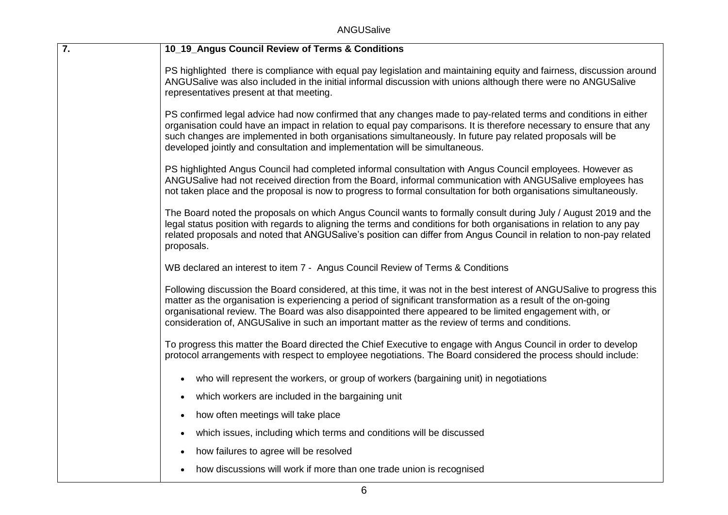| 7. | 10_19_Angus Council Review of Terms & Conditions |
|---|---|

**7. 10_19_Angus Council Review of Terms & Conditions**

PS highlighted there is compliance with equal pay legislation and maintaining equity and fairness, discussion around ANGUSalive was also included in the initial informal discussion with unions although there were no ANGUSalive representatives present at that meeting.

PS confirmed legal advice had now confirmed that any changes made to pay-related terms and conditions in either organisation could have an impact in relation to equal pay comparisons. It is therefore necessary to ensure that any such changes are implemented in both organisations simultaneously. In future pay related proposals will be developed jointly and consultation and implementation will be simultaneous.

PS highlighted Angus Council had completed informal consultation with Angus Council employees. However as ANGUSalive had not received direction from the Board, informal communication with ANGUSalive employees has not taken place and the proposal is now to progress to formal consultation for both organisations simultaneously.

The Board noted the proposals on which Angus Council wants to formally consult during July / August 2019 and the legal status position with regards to aligning the terms and conditions for both organisations in relation to any pay related proposals and noted that ANGUSalive's position can differ from Angus Council in relation to non-pay related proposals.

WB declared an interest to item 7 - Angus Council Review of Terms & Conditions

Following discussion the Board considered, at this time, it was not in the best interest of ANGUSalive to progress this matter as the organisation is experiencing a period of significant transformation as a result of the on-going organisational review. The Board was also disappointed there appeared to be limited engagement with, or consideration of, ANGUSalive in such an important matter as the review of terms and conditions.

To progress this matter the Board directed the Chief Executive to engage with Angus Council in order to develop protocol arrangements with respect to employee negotiations. The Board considered the process should include:

- who will represent the workers, or group of workers (bargaining unit) in negotiations
- which workers are included in the bargaining unit
- how often meetings will take place
- which issues, including which terms and conditions will be discussed
- how failures to agree will be resolved
- how discussions will work if more than one trade union is recognised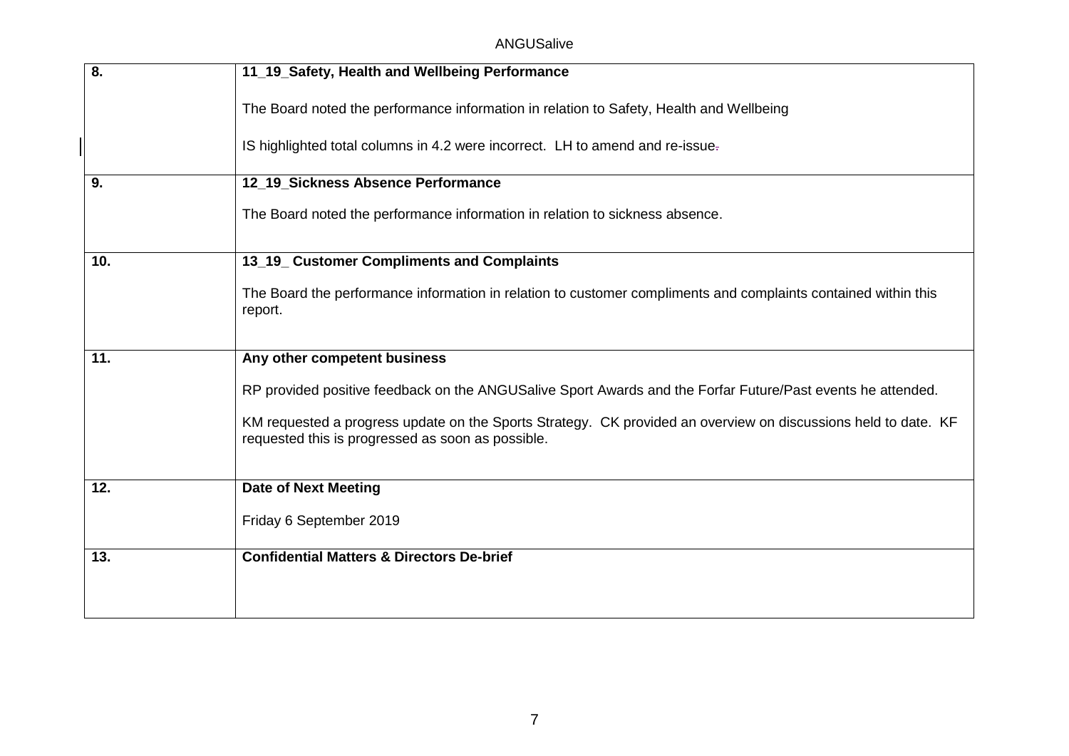| | |
|---|---|
| **8.** | **11_19_Safety, Health and Wellbeing Performance**<br><br>The Board noted the performance information in relation to Safety, Health and Wellbeing<br><br>IS highlighted total columns in 4.2 were incorrect. LH to amend and re-issue. |
| **9.** | **12_19_Sickness Absence Performance**<br><br>The Board noted the performance information in relation to sickness absence. |
| **10.** | **13_19_ Customer Compliments and Complaints**<br><br>The Board the performance information in relation to customer compliments and complaints contained within this report. |
| **11.** | **Any other competent business**<br><br>RP provided positive feedback on the ANGUSalive Sport Awards and the Forfar Future/Past events he attended.<br><br>KM requested a progress update on the Sports Strategy. CK provided an overview on discussions held to date. KF requested this is progressed as soon as possible. |
| **12.** | **Date of Next Meeting**<br><br>Friday 6 September 2019 |
| **13.** | **Confidential Matters & Directors De-brief** |